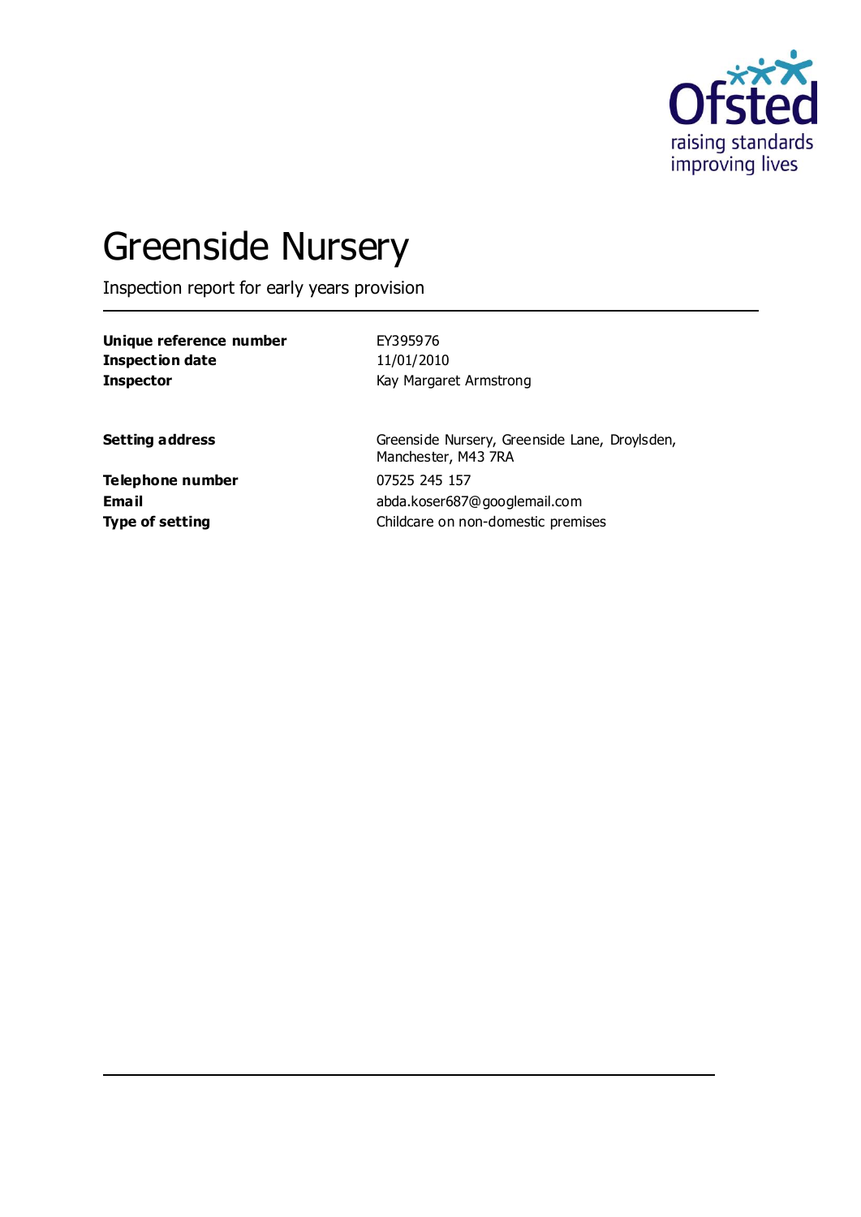# Greenside Nursery

Inspection report for early years provision

| | |
|---|---|
| **Unique reference number** | EY395976 |
| **Inspection date** | 11/01/2010 |
| **Inspector** | Kay Margaret Armstrong |
| | |
| **Setting address** | Greenside Nursery, Greenside Lane, Droylsden, Manchester, M43 7RA |
| **Telephone number** | 07525 245 157 |
| **Email** | abda.koser687@googlemail.com |
| **Type of setting** | Childcare on non-domestic premises |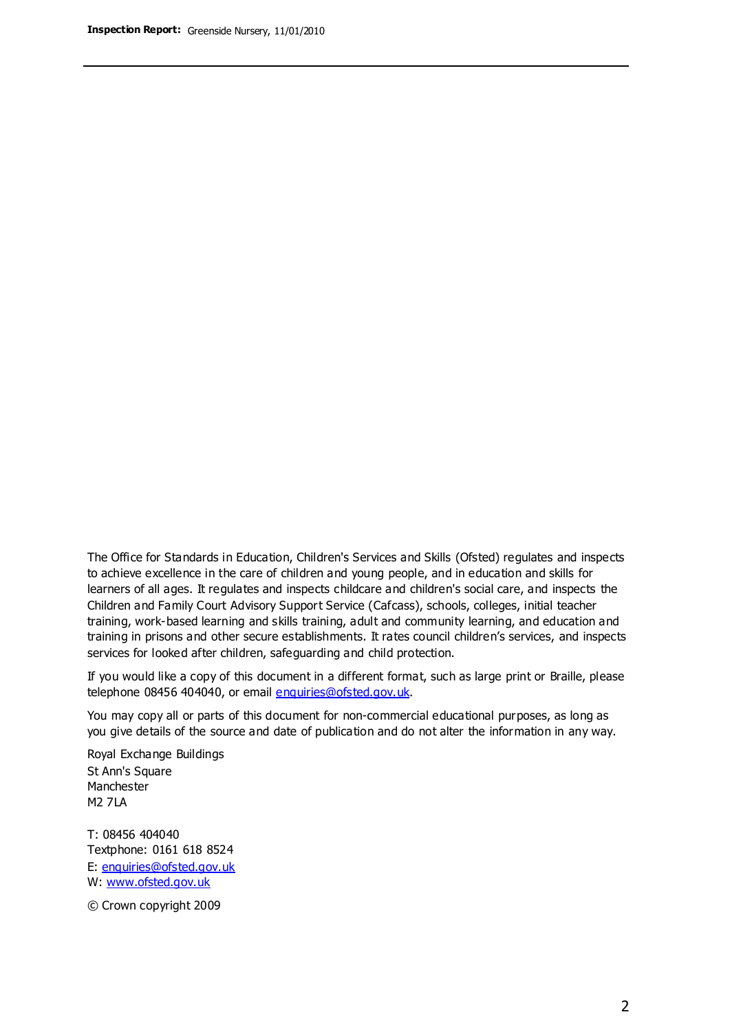The Office for Standards in Education, Children's Services and Skills (Ofsted) regulates and inspects to achieve excellence in the care of children and young people, and in education and skills for learners of all ages. It regulates and inspects childcare and children's social care, and inspects the Children and Family Court Advisory Support Service (Cafcass), schools, colleges, initial teacher training, work-based learning and skills training, adult and community learning, and education and training in prisons and other secure establishments. It rates council children's services, and inspects services for looked after children, safeguarding and child protection.

If you would like a copy of this document in a different format, such as large print or Braille, please telephone 08456 404040, or email enquiries@ofsted.gov.uk.

You may copy all or parts of this document for non-commercial educational purposes, as long as you give details of the source and date of publication and do not alter the information in any way.

Royal Exchange Buildings
St Ann's Square
Manchester
M2 7LA

T: 08456 404040
Textphone: 0161 618 8524
E: enquiries@ofsted.gov.uk
W: www.ofsted.gov.uk

© Crown copyright 2009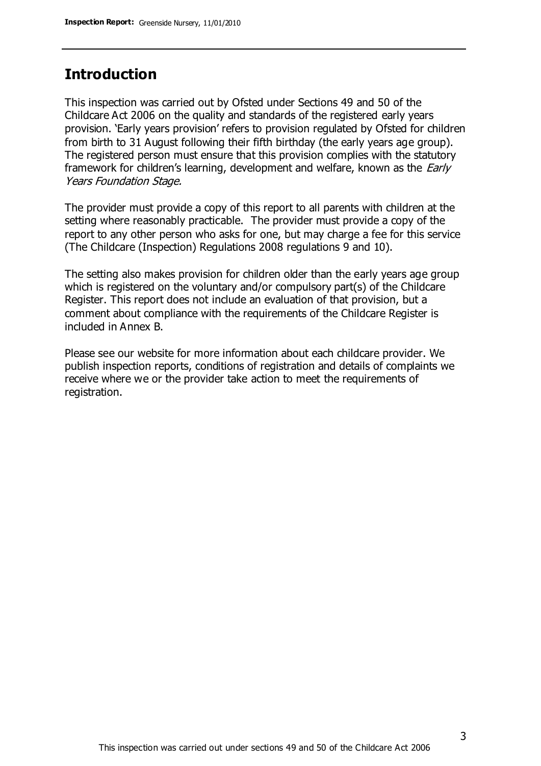## Introduction

This inspection was carried out by Ofsted under Sections 49 and 50 of the Childcare Act 2006 on the quality and standards of the registered early years provision. 'Early years provision' refers to provision regulated by Ofsted for children from birth to 31 August following their fifth birthday (the early years age group). The registered person must ensure that this provision complies with the statutory framework for children's learning, development and welfare, known as the *Early Years Foundation Stage.*

The provider must provide a copy of this report to all parents with children at the setting where reasonably practicable. The provider must provide a copy of the report to any other person who asks for one, but may charge a fee for this service (The Childcare (Inspection) Regulations 2008 regulations 9 and 10).

The setting also makes provision for children older than the early years age group which is registered on the voluntary and/or compulsory part(s) of the Childcare Register. This report does not include an evaluation of that provision, but a comment about compliance with the requirements of the Childcare Register is included in Annex B.

Please see our website for more information about each childcare provider. We publish inspection reports, conditions of registration and details of complaints we receive where we or the provider take action to meet the requirements of registration.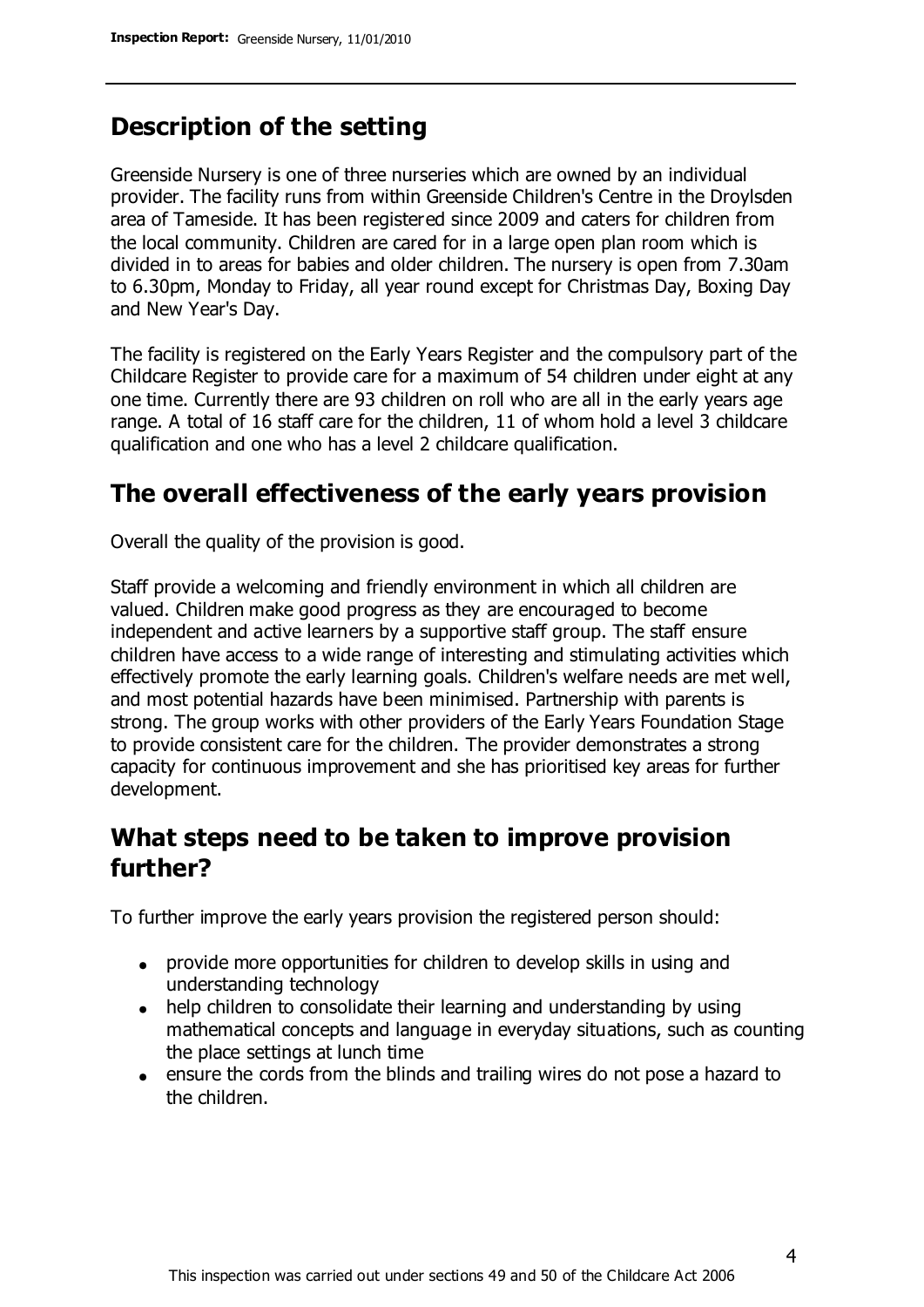## Description of the setting

Greenside Nursery is one of three nurseries which are owned by an individual provider. The facility runs from within Greenside Children's Centre in the Droylsden area of Tameside. It has been registered since 2009 and caters for children from the local community. Children are cared for in a large open plan room which is divided in to areas for babies and older children. The nursery is open from 7.30am to 6.30pm, Monday to Friday, all year round except for Christmas Day, Boxing Day and New Year's Day.

The facility is registered on the Early Years Register and the compulsory part of the Childcare Register to provide care for a maximum of 54 children under eight at any one time. Currently there are 93 children on roll who are all in the early years age range. A total of 16 staff care for the children, 11 of whom hold a level 3 childcare qualification and one who has a level 2 childcare qualification.

## The overall effectiveness of the early years provision

Overall the quality of the provision is good.

Staff provide a welcoming and friendly environment in which all children are valued. Children make good progress as they are encouraged to become independent and active learners by a supportive staff group. The staff ensure children have access to a wide range of interesting and stimulating activities which effectively promote the early learning goals. Children's welfare needs are met well, and most potential hazards have been minimised. Partnership with parents is strong. The group works with other providers of the Early Years Foundation Stage to provide consistent care for the children. The provider demonstrates a strong capacity for continuous improvement and she has prioritised key areas for further development.

## What steps need to be taken to improve provision further?

To further improve the early years provision the registered person should:

- provide more opportunities for children to develop skills in using and understanding technology
- help children to consolidate their learning and understanding by using mathematical concepts and language in everyday situations, such as counting the place settings at lunch time
- ensure the cords from the blinds and trailing wires do not pose a hazard to the children.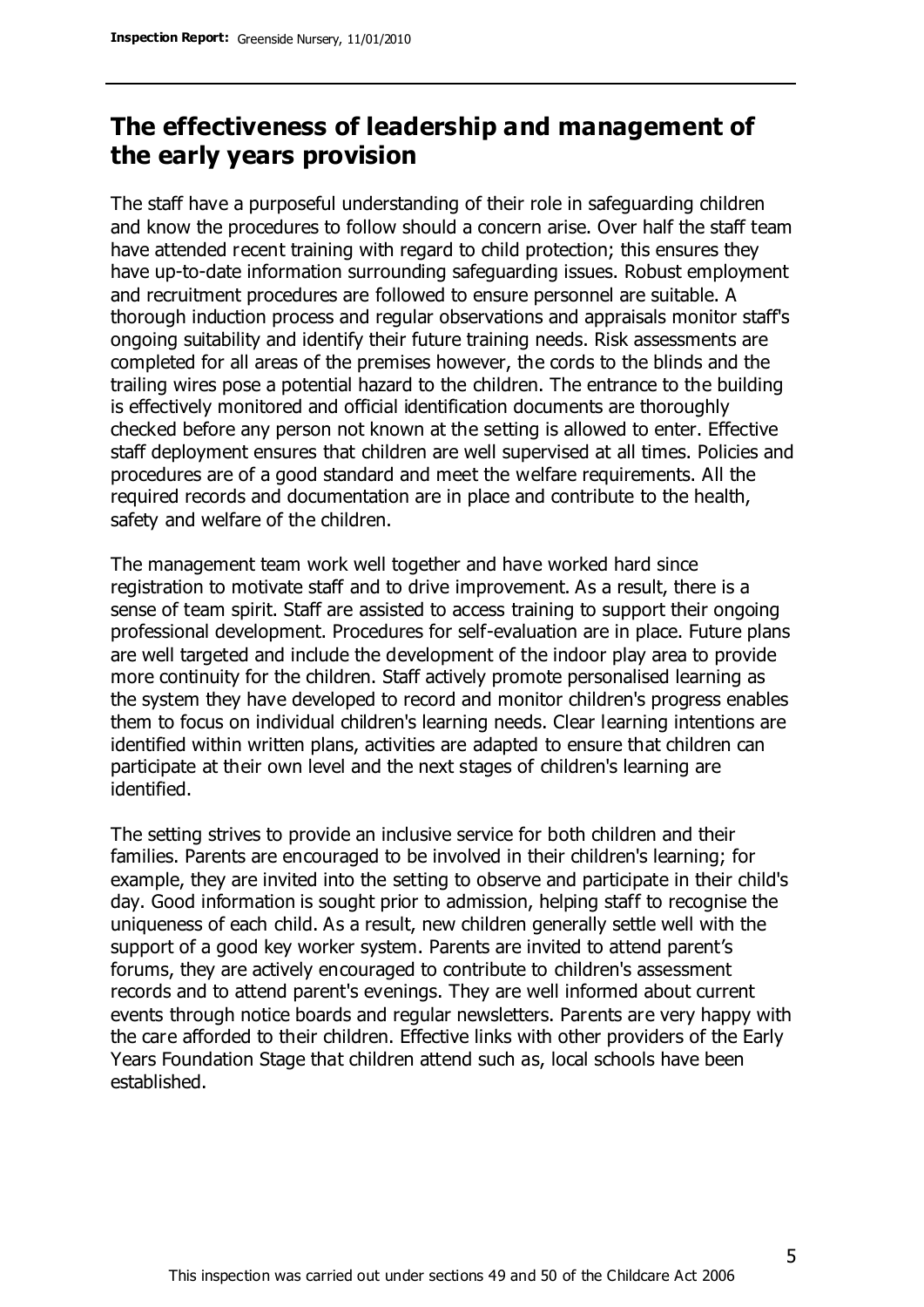## The effectiveness of leadership and management of the early years provision

The staff have a purposeful understanding of their role in safeguarding children and know the procedures to follow should a concern arise. Over half the staff team have attended recent training with regard to child protection; this ensures they have up-to-date information surrounding safeguarding issues. Robust employment and recruitment procedures are followed to ensure personnel are suitable. A thorough induction process and regular observations and appraisals monitor staff's ongoing suitability and identify their future training needs. Risk assessments are completed for all areas of the premises however, the cords to the blinds and the trailing wires pose a potential hazard to the children. The entrance to the building is effectively monitored and official identification documents are thoroughly checked before any person not known at the setting is allowed to enter. Effective staff deployment ensures that children are well supervised at all times. Policies and procedures are of a good standard and meet the welfare requirements. All the required records and documentation are in place and contribute to the health, safety and welfare of the children.

The management team work well together and have worked hard since registration to motivate staff and to drive improvement. As a result, there is a sense of team spirit. Staff are assisted to access training to support their ongoing professional development. Procedures for self-evaluation are in place. Future plans are well targeted and include the development of the indoor play area to provide more continuity for the children. Staff actively promote personalised learning as the system they have developed to record and monitor children's progress enables them to focus on individual children's learning needs. Clear learning intentions are identified within written plans, activities are adapted to ensure that children can participate at their own level and the next stages of children's learning are identified.

The setting strives to provide an inclusive service for both children and their families. Parents are encouraged to be involved in their children's learning; for example, they are invited into the setting to observe and participate in their child's day. Good information is sought prior to admission, helping staff to recognise the uniqueness of each child. As a result, new children generally settle well with the support of a good key worker system. Parents are invited to attend parent's forums, they are actively encouraged to contribute to children's assessment records and to attend parent's evenings. They are well informed about current events through notice boards and regular newsletters. Parents are very happy with the care afforded to their children. Effective links with other providers of the Early Years Foundation Stage that children attend such as, local schools have been established.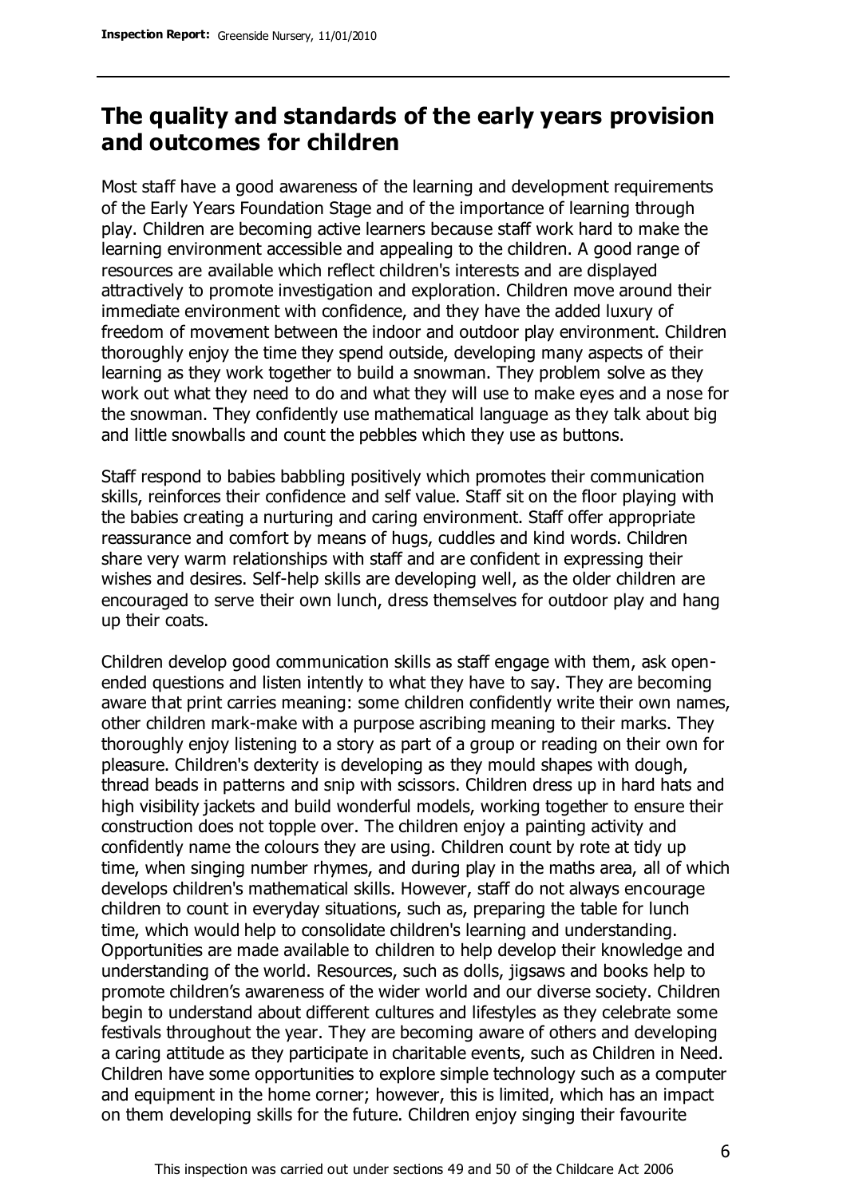## The quality and standards of the early years provision and outcomes for children

Most staff have a good awareness of the learning and development requirements of the Early Years Foundation Stage and of the importance of learning through play. Children are becoming active learners because staff work hard to make the learning environment accessible and appealing to the children. A good range of resources are available which reflect children's interests and are displayed attractively to promote investigation and exploration. Children move around their immediate environment with confidence, and they have the added luxury of freedom of movement between the indoor and outdoor play environment. Children thoroughly enjoy the time they spend outside, developing many aspects of their learning as they work together to build a snowman. They problem solve as they work out what they need to do and what they will use to make eyes and a nose for the snowman. They confidently use mathematical language as they talk about big and little snowballs and count the pebbles which they use as buttons.

Staff respond to babies babbling positively which promotes their communication skills, reinforces their confidence and self value. Staff sit on the floor playing with the babies creating a nurturing and caring environment. Staff offer appropriate reassurance and comfort by means of hugs, cuddles and kind words. Children share very warm relationships with staff and are confident in expressing their wishes and desires. Self-help skills are developing well, as the older children are encouraged to serve their own lunch, dress themselves for outdoor play and hang up their coats.

Children develop good communication skills as staff engage with them, ask open-ended questions and listen intently to what they have to say. They are becoming aware that print carries meaning: some children confidently write their own names, other children mark-make with a purpose ascribing meaning to their marks. They thoroughly enjoy listening to a story as part of a group or reading on their own for pleasure. Children's dexterity is developing as they mould shapes with dough, thread beads in patterns and snip with scissors. Children dress up in hard hats and high visibility jackets and build wonderful models, working together to ensure their construction does not topple over. The children enjoy a painting activity and confidently name the colours they are using. Children count by rote at tidy up time, when singing number rhymes, and during play in the maths area, all of which develops children's mathematical skills. However, staff do not always encourage children to count in everyday situations, such as, preparing the table for lunch time, which would help to consolidate children's learning and understanding. Opportunities are made available to children to help develop their knowledge and understanding of the world. Resources, such as dolls, jigsaws and books help to promote children's awareness of the wider world and our diverse society. Children begin to understand about different cultures and lifestyles as they celebrate some festivals throughout the year. They are becoming aware of others and developing a caring attitude as they participate in charitable events, such as Children in Need. Children have some opportunities to explore simple technology such as a computer and equipment in the home corner; however, this is limited, which has an impact on them developing skills for the future. Children enjoy singing their favourite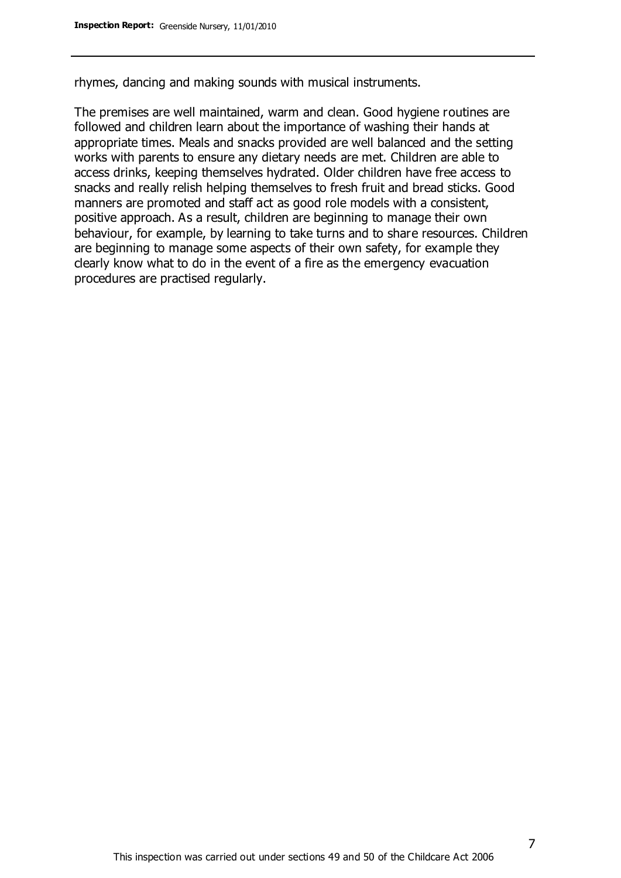rhymes, dancing and making sounds with musical instruments.

The premises are well maintained, warm and clean. Good hygiene routines are followed and children learn about the importance of washing their hands at appropriate times. Meals and snacks provided are well balanced and the setting works with parents to ensure any dietary needs are met. Children are able to access drinks, keeping themselves hydrated. Older children have free access to snacks and really relish helping themselves to fresh fruit and bread sticks. Good manners are promoted and staff act as good role models with a consistent, positive approach. As a result, children are beginning to manage their own behaviour, for example, by learning to take turns and to share resources. Children are beginning to manage some aspects of their own safety, for example they clearly know what to do in the event of a fire as the emergency evacuation procedures are practised regularly.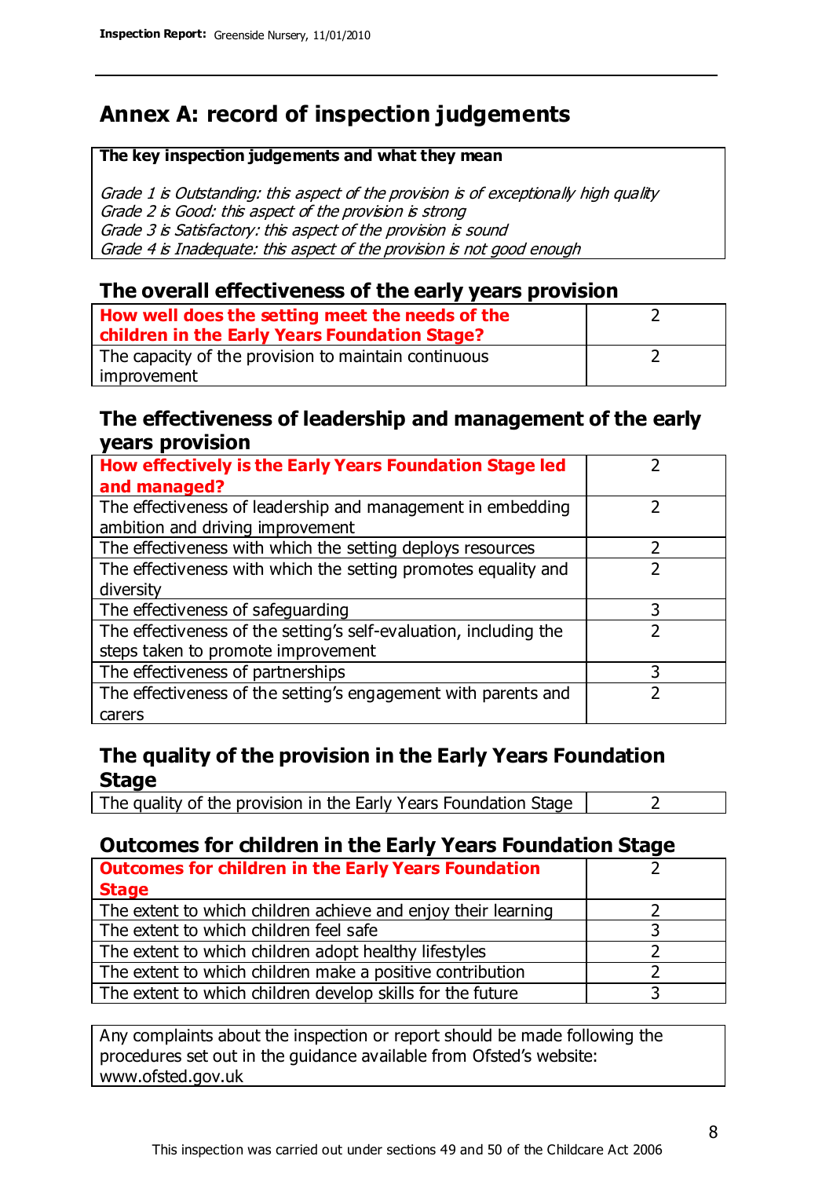# Annex A: record of inspection judgements

**The key inspection judgements and what they mean**

*Grade 1 is Outstanding: this aspect of the provision is of exceptionally high quality*
*Grade 2 is Good: this aspect of the provision is strong*
*Grade 3 is Satisfactory: this aspect of the provision is sound*
*Grade 4 is Inadequate: this aspect of the provision is not good enough*

## The overall effectiveness of the early years provision

| | |
|---|---|
| **How well does the setting meet the needs of the children in the Early Years Foundation Stage?** | 2 |
| The capacity of the provision to maintain continuous improvement | 2 |

## The effectiveness of leadership and management of the early years provision

| | |
|---|---|
| **How effectively is the Early Years Foundation Stage led and managed?** | 2 |
| The effectiveness of leadership and management in embedding ambition and driving improvement | 2 |
| The effectiveness with which the setting deploys resources | 2 |
| The effectiveness with which the setting promotes equality and diversity | 2 |
| The effectiveness of safeguarding | 3 |
| The effectiveness of the setting's self-evaluation, including the steps taken to promote improvement | 2 |
| The effectiveness of partnerships | 3 |
| The effectiveness of the setting's engagement with parents and carers | 2 |

## The quality of the provision in the Early Years Foundation Stage

| | |
|---|---|
| The quality of the provision in the Early Years Foundation Stage | 2 |

## Outcomes for children in the Early Years Foundation Stage

| | |
|---|---|
| **Outcomes for children in the Early Years Foundation Stage** | 2 |
| The extent to which children achieve and enjoy their learning | 2 |
| The extent to which children feel safe | 3 |
| The extent to which children adopt healthy lifestyles | 2 |
| The extent to which children make a positive contribution | 2 |
| The extent to which children develop skills for the future | 3 |

Any complaints about the inspection or report should be made following the procedures set out in the guidance available from Ofsted's website: www.ofsted.gov.uk

This inspection was carried out under sections 49 and 50 of the Childcare Act 2006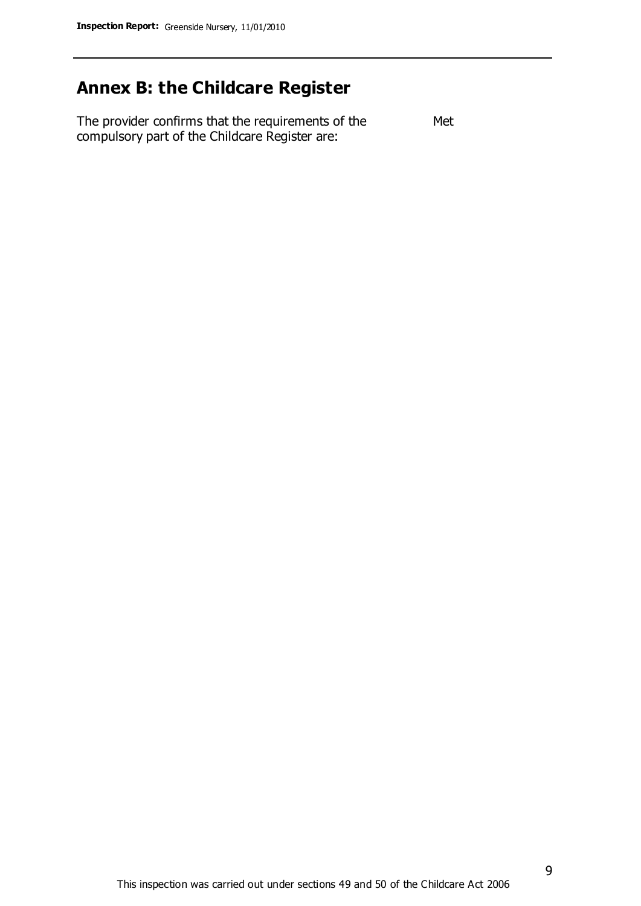## Annex B: the Childcare Register

| | |
|---|---|
| The provider confirms that the requirements of the compulsory part of the Childcare Register are: | Met |

This inspection was carried out under sections 49 and 50 of the Childcare Act 2006